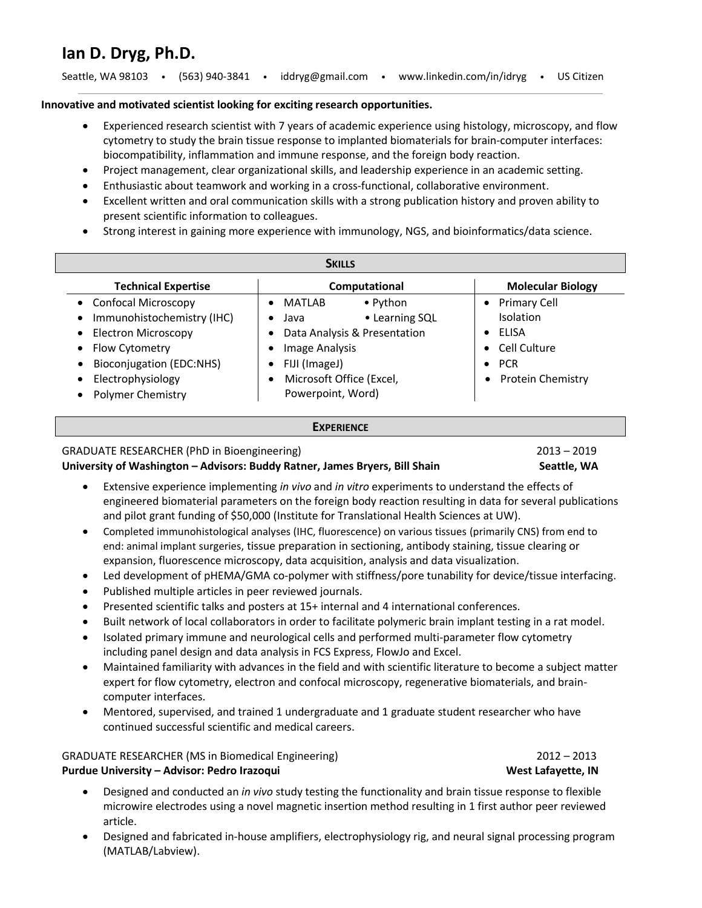# Ian D. Dryg, Ph.D.

Seattle, WA 98103 • (563) 940-3841 • iddryg@gmail.com • www.linkedin.com/in/idryg • US Citizen

**Innovative and motivated scientist looking for exciting research opportunities.**

- Experienced research scientist with 7 years of academic experience using histology, microscopy, and flow cytometry to study the brain tissue response to implanted biomaterials for brain-computer interfaces: biocompatibility, inflammation and immune response, and the foreign body reaction.
- Project management, clear organizational skills, and leadership experience in an academic setting.
- Enthusiastic about teamwork and working in a cross-functional, collaborative environment.
- Excellent written and oral communication skills with a strong publication history and proven ability to present scientific information to colleagues.
- Strong interest in gaining more experience with immunology, NGS, and bioinformatics/data science.

## Skills

| Technical Expertise | Computational | Molecular Biology |
|---|---|---|
| • Confocal Microscopy | • MATLAB • Python | • Primary Cell Isolation |
| • Immunohistochemistry (IHC) | • Java • Learning SQL | • ELISA |
| • Electron Microscopy | • Data Analysis & Presentation | • Cell Culture |
| • Flow Cytometry | • Image Analysis | • PCR |
| • Bioconjugation (EDC:NHS) | • FIJI (ImageJ) | • Protein Chemistry |
| • Electrophysiology | • Microsoft Office (Excel, Powerpoint, Word) | |
| • Polymer Chemistry | | |

## Experience

GRADUATE RESEARCHER (PhD in Bioengineering) 2013 – 2019
**University of Washington – Advisors: Buddy Ratner, James Bryers, Bill Shain** **Seattle, WA**

- Extensive experience implementing *in vivo* and *in vitro* experiments to understand the effects of engineered biomaterial parameters on the foreign body reaction resulting in data for several publications and pilot grant funding of $50,000 (Institute for Translational Health Sciences at UW).
- Completed immunohistological analyses (IHC, fluorescence) on various tissues (primarily CNS) from end to end: animal implant surgeries, tissue preparation in sectioning, antibody staining, tissue clearing or expansion, fluorescence microscopy, data acquisition, analysis and data visualization.
- Led development of pHEMA/GMA co-polymer with stiffness/pore tunability for device/tissue interfacing.
- Published multiple articles in peer reviewed journals.
- Presented scientific talks and posters at 15+ internal and 4 international conferences.
- Built network of local collaborators in order to facilitate polymeric brain implant testing in a rat model.
- Isolated primary immune and neurological cells and performed multi-parameter flow cytometry including panel design and data analysis in FCS Express, FlowJo and Excel.
- Maintained familiarity with advances in the field and with scientific literature to become a subject matter expert for flow cytometry, electron and confocal microscopy, regenerative biomaterials, and brain-computer interfaces.
- Mentored, supervised, and trained 1 undergraduate and 1 graduate student researcher who have continued successful scientific and medical careers.

GRADUATE RESEARCHER (MS in Biomedical Engineering) 2012 – 2013
**Purdue University – Advisor: Pedro Irazoqui** **West Lafayette, IN**

- Designed and conducted an *in vivo* study testing the functionality and brain tissue response to flexible microwire electrodes using a novel magnetic insertion method resulting in 1 first author peer reviewed article.
- Designed and fabricated in-house amplifiers, electrophysiology rig, and neural signal processing program (MATLAB/Labview).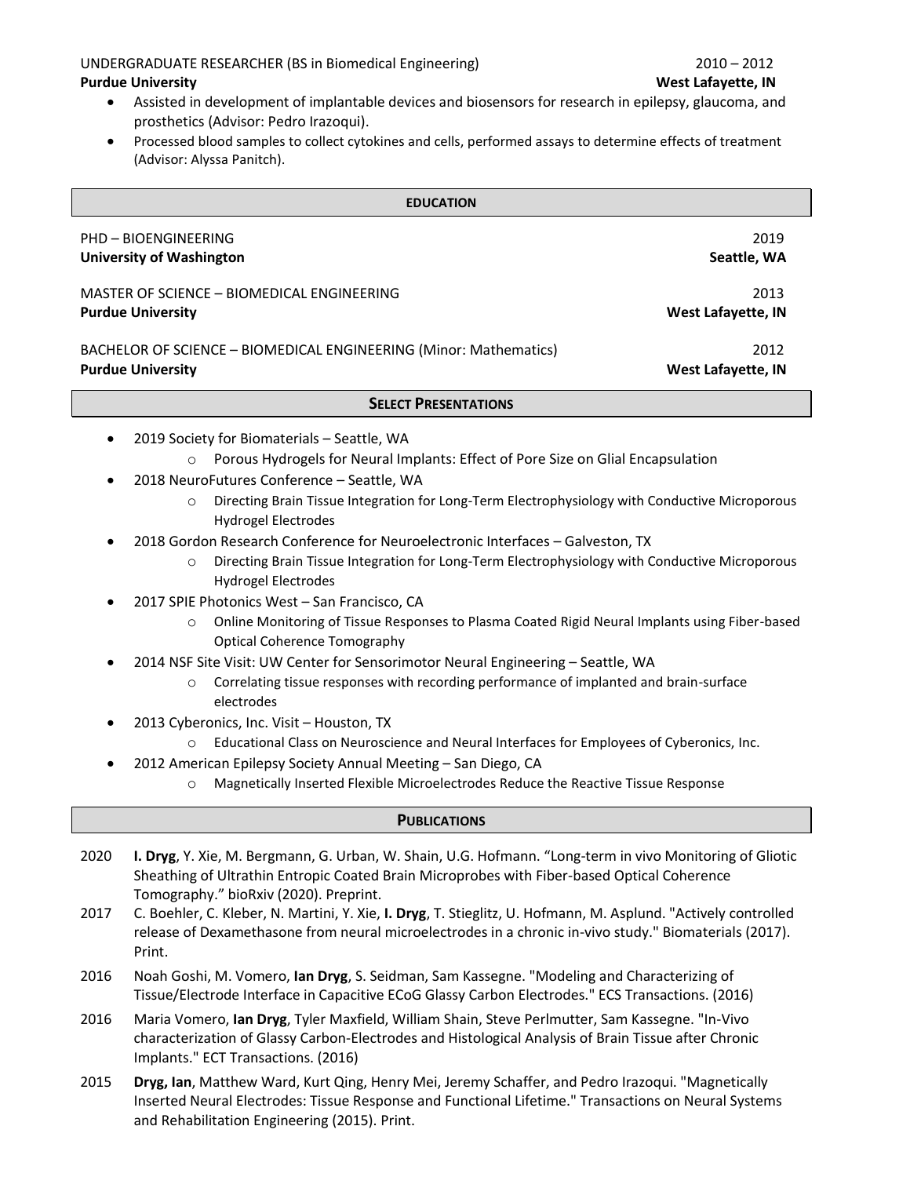UNDERGRADUATE RESEARCHER (BS in Biomedical Engineering) 2010 – 2012
**Purdue University** **West Lafayette, IN**

- Assisted in development of implantable devices and biosensors for research in epilepsy, glaucoma, and prosthetics (Advisor: Pedro Irazoqui).
- Processed blood samples to collect cytokines and cells, performed assays to determine effects of treatment (Advisor: Alyssa Panitch).

## EDUCATION

PHD – BIOENGINEERING 2019
**University of Washington** **Seattle, WA**

MASTER OF SCIENCE – BIOMEDICAL ENGINEERING 2013
**Purdue University** **West Lafayette, IN**

BACHELOR OF SCIENCE – BIOMEDICAL ENGINEERING (Minor: Mathematics) 2012
**Purdue University** **West Lafayette, IN**

## SELECT PRESENTATIONS

- 2019 Society for Biomaterials – Seattle, WA
  - Porous Hydrogels for Neural Implants: Effect of Pore Size on Glial Encapsulation
- 2018 NeuroFutures Conference – Seattle, WA
  - Directing Brain Tissue Integration for Long-Term Electrophysiology with Conductive Microporous Hydrogel Electrodes
- 2018 Gordon Research Conference for Neuroelectronic Interfaces – Galveston, TX
  - Directing Brain Tissue Integration for Long-Term Electrophysiology with Conductive Microporous Hydrogel Electrodes
- 2017 SPIE Photonics West – San Francisco, CA
  - Online Monitoring of Tissue Responses to Plasma Coated Rigid Neural Implants using Fiber-based Optical Coherence Tomography
- 2014 NSF Site Visit: UW Center for Sensorimotor Neural Engineering – Seattle, WA
  - Correlating tissue responses with recording performance of implanted and brain-surface electrodes
- 2013 Cyberonics, Inc. Visit – Houston, TX
  - Educational Class on Neuroscience and Neural Interfaces for Employees of Cyberonics, Inc.
- 2012 American Epilepsy Society Annual Meeting – San Diego, CA
  - Magnetically Inserted Flexible Microelectrodes Reduce the Reactive Tissue Response

## PUBLICATIONS

2020 **I. Dryg**, Y. Xie, M. Bergmann, G. Urban, W. Shain, U.G. Hofmann. "Long-term in vivo Monitoring of Gliotic Sheathing of Ultrathin Entropic Coated Brain Microprobes with Fiber-based Optical Coherence Tomography." bioRxiv (2020). Preprint.

2017 C. Boehler, C. Kleber, N. Martini, Y. Xie, **I. Dryg**, T. Stieglitz, U. Hofmann, M. Asplund. "Actively controlled release of Dexamethasone from neural microelectrodes in a chronic in-vivo study." Biomaterials (2017). Print.

2016 Noah Goshi, M. Vomero, **Ian Dryg**, S. Seidman, Sam Kassegne. "Modeling and Characterizing of Tissue/Electrode Interface in Capacitive ECoG Glassy Carbon Electrodes." ECS Transactions. (2016)

2016 Maria Vomero, **Ian Dryg**, Tyler Maxfield, William Shain, Steve Perlmutter, Sam Kassegne. "In-Vivo characterization of Glassy Carbon-Electrodes and Histological Analysis of Brain Tissue after Chronic Implants." ECT Transactions. (2016)

2015 **Dryg, Ian**, Matthew Ward, Kurt Qing, Henry Mei, Jeremy Schaffer, and Pedro Irazoqui. "Magnetically Inserted Neural Electrodes: Tissue Response and Functional Lifetime." Transactions on Neural Systems and Rehabilitation Engineering (2015). Print.